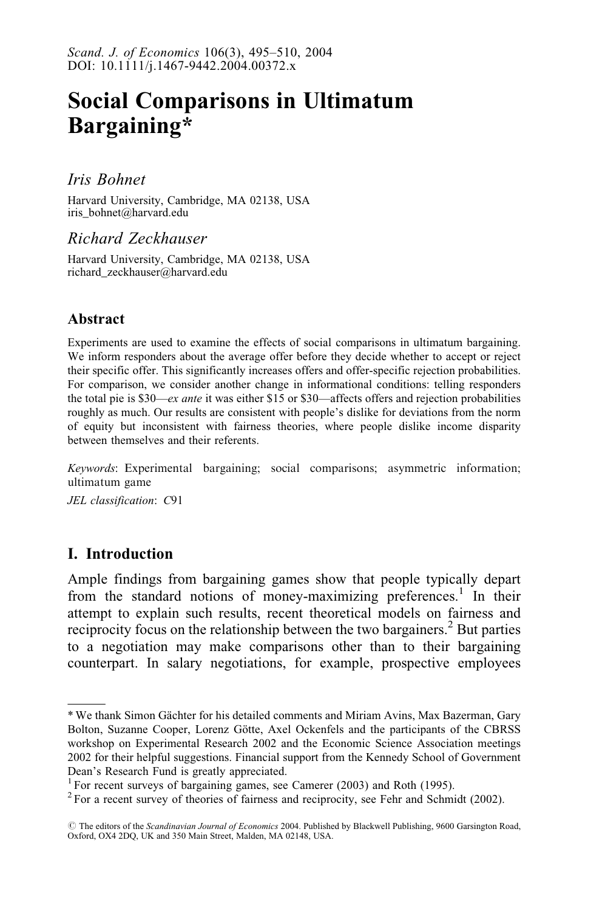*Scand. J. of Economics* 106(3), 495–510, 2004
DOI: 10.1111/j.1467-9442.2004.00372.x

# Social Comparisons in Ultimatum Bargaining*

*Iris Bohnet*

Harvard University, Cambridge, MA 02138, USA
iris_bohnet@harvard.edu

*Richard Zeckhauser*

Harvard University, Cambridge, MA 02138, USA
richard_zeckhauser@harvard.edu

## Abstract

Experiments are used to examine the effects of social comparisons in ultimatum bargaining. We inform responders about the average offer before they decide whether to accept or reject their specific offer. This significantly increases offers and offer-specific rejection probabilities. For comparison, we consider another change in informational conditions: telling responders the total pie is \$30—*ex ante* it was either \$15 or \$30—affects offers and rejection probabilities roughly as much. Our results are consistent with people's dislike for deviations from the norm of equity but inconsistent with fairness theories, where people dislike income disparity between themselves and their referents.

*Keywords*: Experimental bargaining; social comparisons; asymmetric information; ultimatum game

*JEL classification*: *C*91

## I. Introduction

Ample findings from bargaining games show that people typically depart from the standard notions of money-maximizing preferences.[1] In their attempt to explain such results, recent theoretical models on fairness and reciprocity focus on the relationship between the two bargainers.[2] But parties to a negotiation may make comparisons other than to their bargaining counterpart. In salary negotiations, for example, prospective employees

---

\* We thank Simon Gächter for his detailed comments and Miriam Avins, Max Bazerman, Gary Bolton, Suzanne Cooper, Lorenz Götte, Axel Ockenfels and the participants of the CBRSS workshop on Experimental Research 2002 and the Economic Science Association meetings 2002 for their helpful suggestions. Financial support from the Kennedy School of Government Dean's Research Fund is greatly appreciated.

[1] For recent surveys of bargaining games, see Camerer (2003) and Roth (1995).

[2] For a recent survey of theories of fairness and reciprocity, see Fehr and Schmidt (2002).

© The editors of the *Scandinavian Journal of Economics* 2004. Published by Blackwell Publishing, 9600 Garsington Road, Oxford, OX4 2DQ, UK and 350 Main Street, Malden, MA 02148, USA.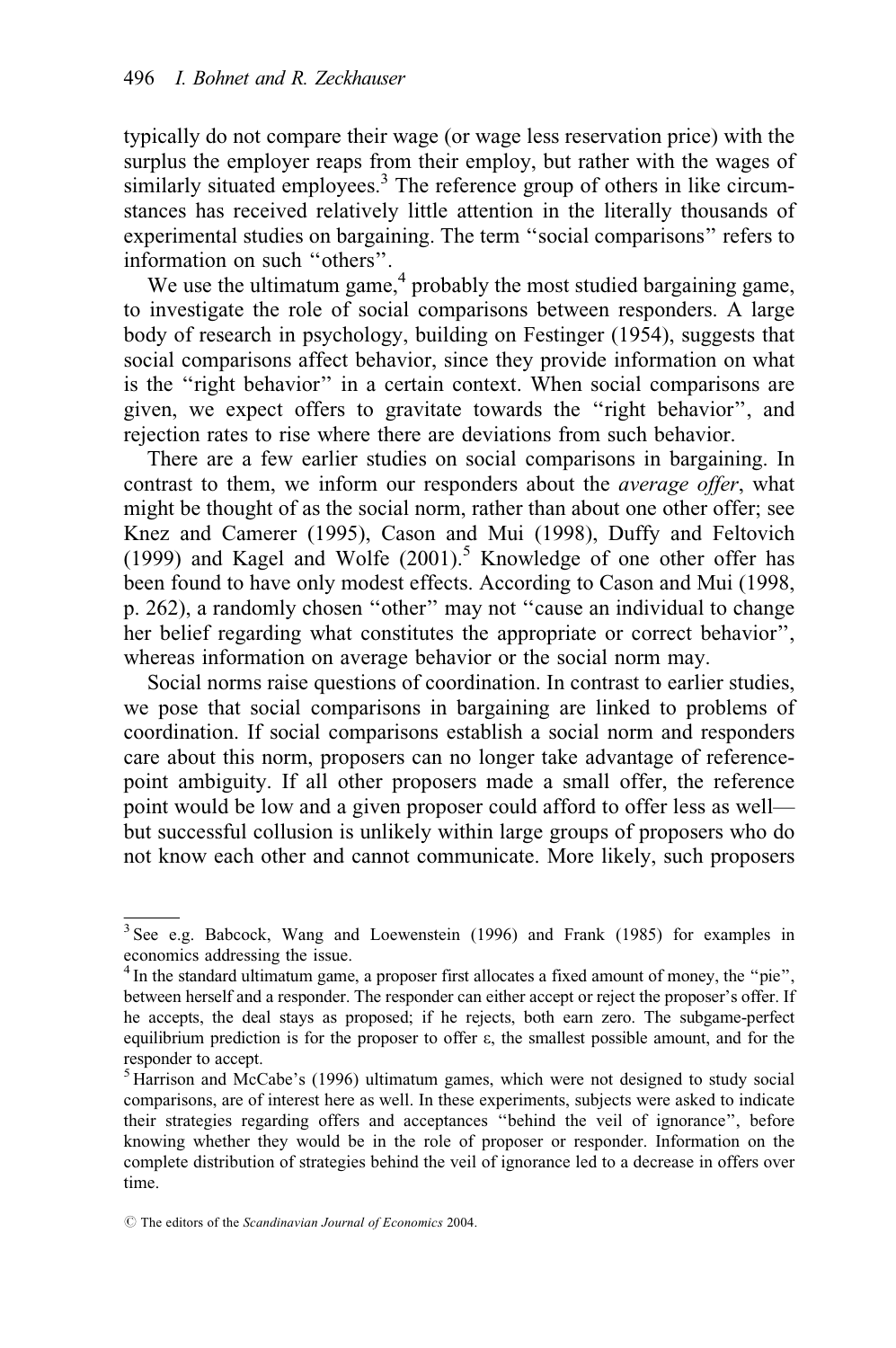typically do not compare their wage (or wage less reservation price) with the surplus the employer reaps from their employ, but rather with the wages of similarly situated employees.[3] The reference group of others in like circumstances has received relatively little attention in the literally thousands of experimental studies on bargaining. The term "social comparisons" refers to information on such "others".

We use the ultimatum game,[4] probably the most studied bargaining game, to investigate the role of social comparisons between responders. A large body of research in psychology, building on Festinger (1954), suggests that social comparisons affect behavior, since they provide information on what is the "right behavior" in a certain context. When social comparisons are given, we expect offers to gravitate towards the "right behavior", and rejection rates to rise where there are deviations from such behavior.

There are a few earlier studies on social comparisons in bargaining. In contrast to them, we inform our responders about the *average offer*, what might be thought of as the social norm, rather than about one other offer; see Knez and Camerer (1995), Cason and Mui (1998), Duffy and Feltovich (1999) and Kagel and Wolfe (2001).[5] Knowledge of one other offer has been found to have only modest effects. According to Cason and Mui (1998, p. 262), a randomly chosen "other" may not "cause an individual to change her belief regarding what constitutes the appropriate or correct behavior", whereas information on average behavior or the social norm may.

Social norms raise questions of coordination. In contrast to earlier studies, we pose that social comparisons in bargaining are linked to problems of coordination. If social comparisons establish a social norm and responders care about this norm, proposers can no longer take advantage of reference-point ambiguity. If all other proposers made a small offer, the reference point would be low and a given proposer could afford to offer less as well—but successful collusion is unlikely within large groups of proposers who do not know each other and cannot communicate. More likely, such proposers

---

[3] See e.g. Babcock, Wang and Loewenstein (1996) and Frank (1985) for examples in economics addressing the issue.

[4] In the standard ultimatum game, a proposer first allocates a fixed amount of money, the "pie", between herself and a responder. The responder can either accept or reject the proposer's offer. If he accepts, the deal stays as proposed; if he rejects, both earn zero. The subgame-perfect equilibrium prediction is for the proposer to offer $\varepsilon$, the smallest possible amount, and for the responder to accept.

[5] Harrison and McCabe's (1996) ultimatum games, which were not designed to study social comparisons, are of interest here as well. In these experiments, subjects were asked to indicate their strategies regarding offers and acceptances "behind the veil of ignorance", before knowing whether they would be in the role of proposer or responder. Information on the complete distribution of strategies behind the veil of ignorance led to a decrease in offers over time.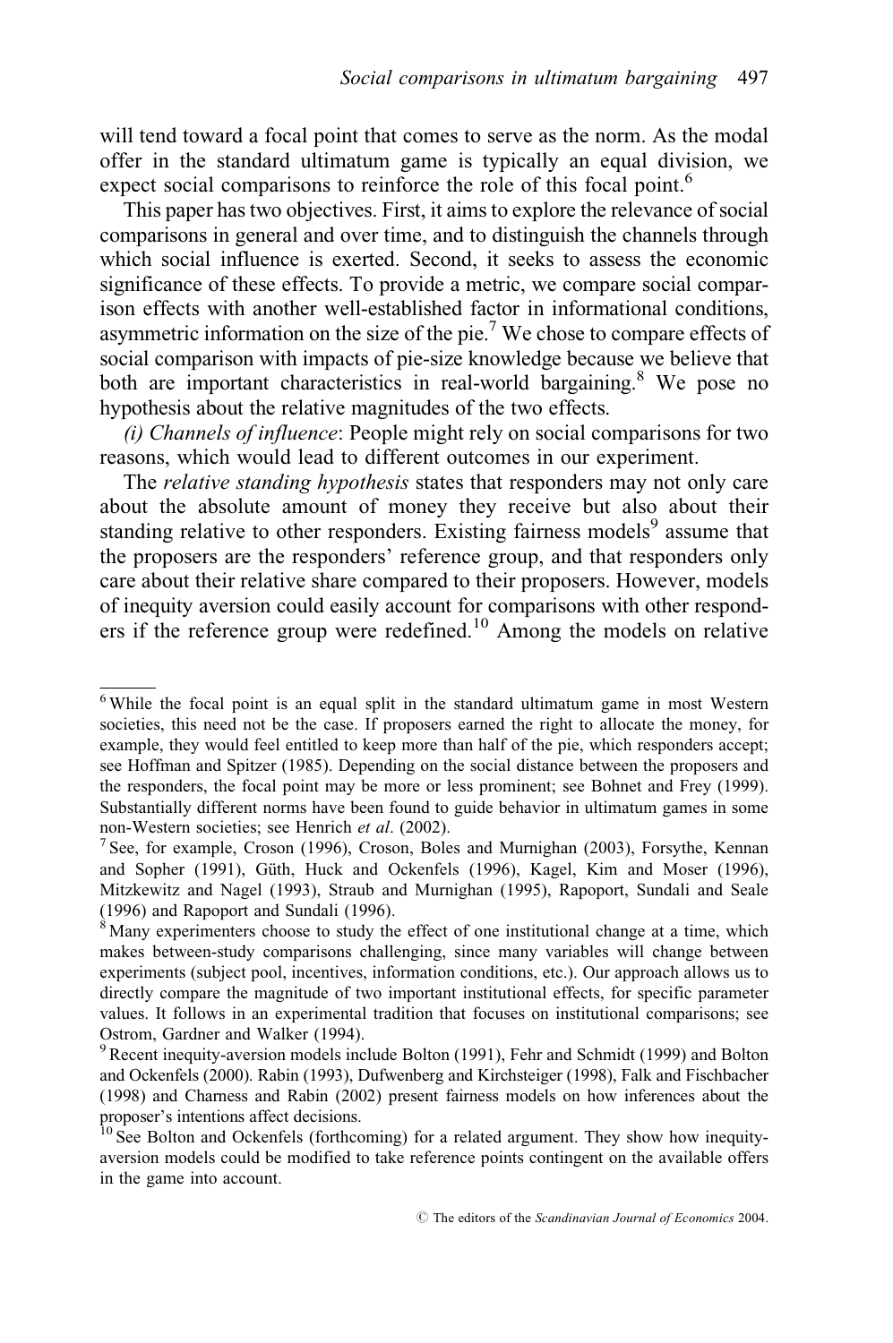will tend toward a focal point that comes to serve as the norm. As the modal offer in the standard ultimatum game is typically an equal division, we expect social comparisons to reinforce the role of this focal point.[6]

This paper has two objectives. First, it aims to explore the relevance of social comparisons in general and over time, and to distinguish the channels through which social influence is exerted. Second, it seeks to assess the economic significance of these effects. To provide a metric, we compare social comparison effects with another well-established factor in informational conditions, asymmetric information on the size of the pie.[7] We chose to compare effects of social comparison with impacts of pie-size knowledge because we believe that both are important characteristics in real-world bargaining.[8] We pose no hypothesis about the relative magnitudes of the two effects.

*(i) Channels of influence*: People might rely on social comparisons for two reasons, which would lead to different outcomes in our experiment.

The *relative standing hypothesis* states that responders may not only care about the absolute amount of money they receive but also about their standing relative to other responders. Existing fairness models[9] assume that the proposers are the responders' reference group, and that responders only care about their relative share compared to their proposers. However, models of inequity aversion could easily account for comparisons with other responders if the reference group were redefined.[10] Among the models on relative

---

[6] While the focal point is an equal split in the standard ultimatum game in most Western societies, this need not be the case. If proposers earned the right to allocate the money, for example, they would feel entitled to keep more than half of the pie, which responders accept; see Hoffman and Spitzer (1985). Depending on the social distance between the proposers and the responders, the focal point may be more or less prominent; see Bohnet and Frey (1999). Substantially different norms have been found to guide behavior in ultimatum games in some non-Western societies; see Henrich *et al*. (2002).

[7] See, for example, Croson (1996), Croson, Boles and Murnighan (2003), Forsythe, Kennan and Sopher (1991), Güth, Huck and Ockenfels (1996), Kagel, Kim and Moser (1996), Mitzkewitz and Nagel (1993), Straub and Murnighan (1995), Rapoport, Sundali and Seale (1996) and Rapoport and Sundali (1996).

[8] Many experimenters choose to study the effect of one institutional change at a time, which makes between-study comparisons challenging, since many variables will change between experiments (subject pool, incentives, information conditions, etc.). Our approach allows us to directly compare the magnitude of two important institutional effects, for specific parameter values. It follows in an experimental tradition that focuses on institutional comparisons; see Ostrom, Gardner and Walker (1994).

[9] Recent inequity-aversion models include Bolton (1991), Fehr and Schmidt (1999) and Bolton and Ockenfels (2000). Rabin (1993), Dufwenberg and Kirchsteiger (1998), Falk and Fischbacher (1998) and Charness and Rabin (2002) present fairness models on how inferences about the proposer's intentions affect decisions.

[10] See Bolton and Ockenfels (forthcoming) for a related argument. They show how inequity-aversion models could be modified to take reference points contingent on the available offers in the game into account.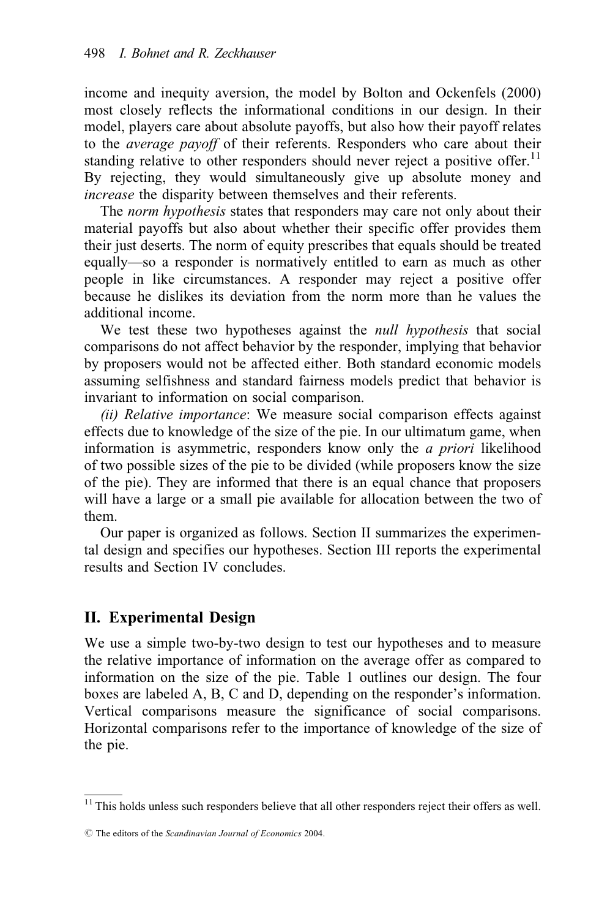income and inequity aversion, the model by Bolton and Ockenfels (2000) most closely reflects the informational conditions in our design. In their model, players care about absolute payoffs, but also how their payoff relates to the *average payoff* of their referents. Responders who care about their standing relative to other responders should never reject a positive offer.[11] By rejecting, they would simultaneously give up absolute money and *increase* the disparity between themselves and their referents.

The *norm hypothesis* states that responders may care not only about their material payoffs but also about whether their specific offer provides them their just deserts. The norm of equity prescribes that equals should be treated equally—so a responder is normatively entitled to earn as much as other people in like circumstances. A responder may reject a positive offer because he dislikes its deviation from the norm more than he values the additional income.

We test these two hypotheses against the *null hypothesis* that social comparisons do not affect behavior by the responder, implying that behavior by proposers would not be affected either. Both standard economic models assuming selfishness and standard fairness models predict that behavior is invariant to information on social comparison.

*(ii) Relative importance*: We measure social comparison effects against effects due to knowledge of the size of the pie. In our ultimatum game, when information is asymmetric, responders know only the *a priori* likelihood of two possible sizes of the pie to be divided (while proposers know the size of the pie). They are informed that there is an equal chance that proposers will have a large or a small pie available for allocation between the two of them.

Our paper is organized as follows. Section II summarizes the experimental design and specifies our hypotheses. Section III reports the experimental results and Section IV concludes.

## II. Experimental Design

We use a simple two-by-two design to test our hypotheses and to measure the relative importance of information on the average offer as compared to information on the size of the pie. Table 1 outlines our design. The four boxes are labeled A, B, C and D, depending on the responder's information. Vertical comparisons measure the significance of social comparisons. Horizontal comparisons refer to the importance of knowledge of the size of the pie.

---

[11] This holds unless such responders believe that all other responders reject their offers as well.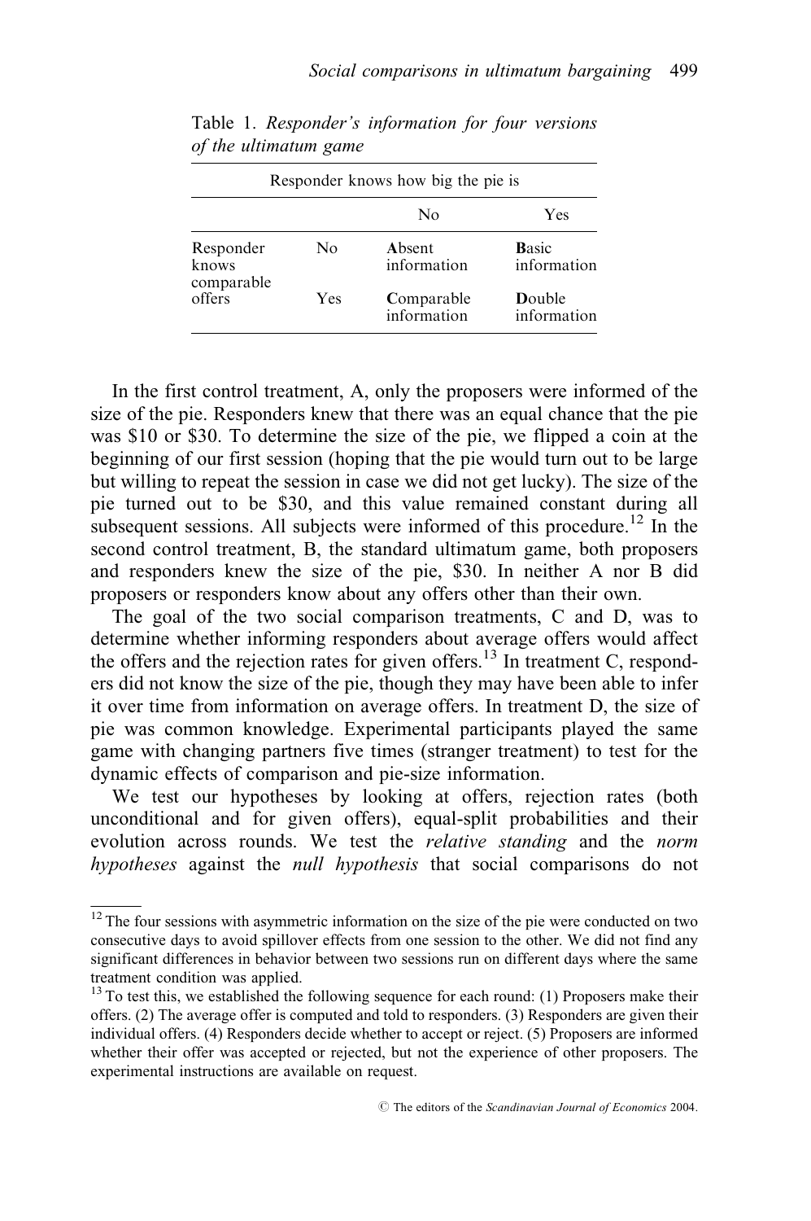Table 1. *Responder's information for four versions of the ultimatum game*

| | | Responder knows how big the pie is | |
|---|---|---|---|
| | | No | Yes |
| Responder knows comparable offers | No | **A**bsent information | **B**asic information |
| | Yes | **C**omparable information | **D**ouble information |

In the first control treatment, A, only the proposers were informed of the size of the pie. Responders knew that there was an equal chance that the pie was \$10 or \$30. To determine the size of the pie, we flipped a coin at the beginning of our first session (hoping that the pie would turn out to be large but willing to repeat the session in case we did not get lucky). The size of the pie turned out to be \$30, and this value remained constant during all subsequent sessions. All subjects were informed of this procedure.[12] In the second control treatment, B, the standard ultimatum game, both proposers and responders knew the size of the pie, \$30. In neither A nor B did proposers or responders know about any offers other than their own.

The goal of the two social comparison treatments, C and D, was to determine whether informing responders about average offers would affect the offers and the rejection rates for given offers.[13] In treatment C, responders did not know the size of the pie, though they may have been able to infer it over time from information on average offers. In treatment D, the size of pie was common knowledge. Experimental participants played the same game with changing partners five times (stranger treatment) to test for the dynamic effects of comparison and pie-size information.

We test our hypotheses by looking at offers, rejection rates (both unconditional and for given offers), equal-split probabilities and their evolution across rounds. We test the *relative standing* and the *norm hypotheses* against the *null hypothesis* that social comparisons do not

[12] The four sessions with asymmetric information on the size of the pie were conducted on two consecutive days to avoid spillover effects from one session to the other. We did not find any significant differences in behavior between two sessions run on different days where the same treatment condition was applied.

[13] To test this, we established the following sequence for each round: (1) Proposers make their offers. (2) The average offer is computed and told to responders. (3) Responders are given their individual offers. (4) Responders decide whether to accept or reject. (5) Proposers are informed whether their offer was accepted or rejected, but not the experience of other proposers. The experimental instructions are available on request.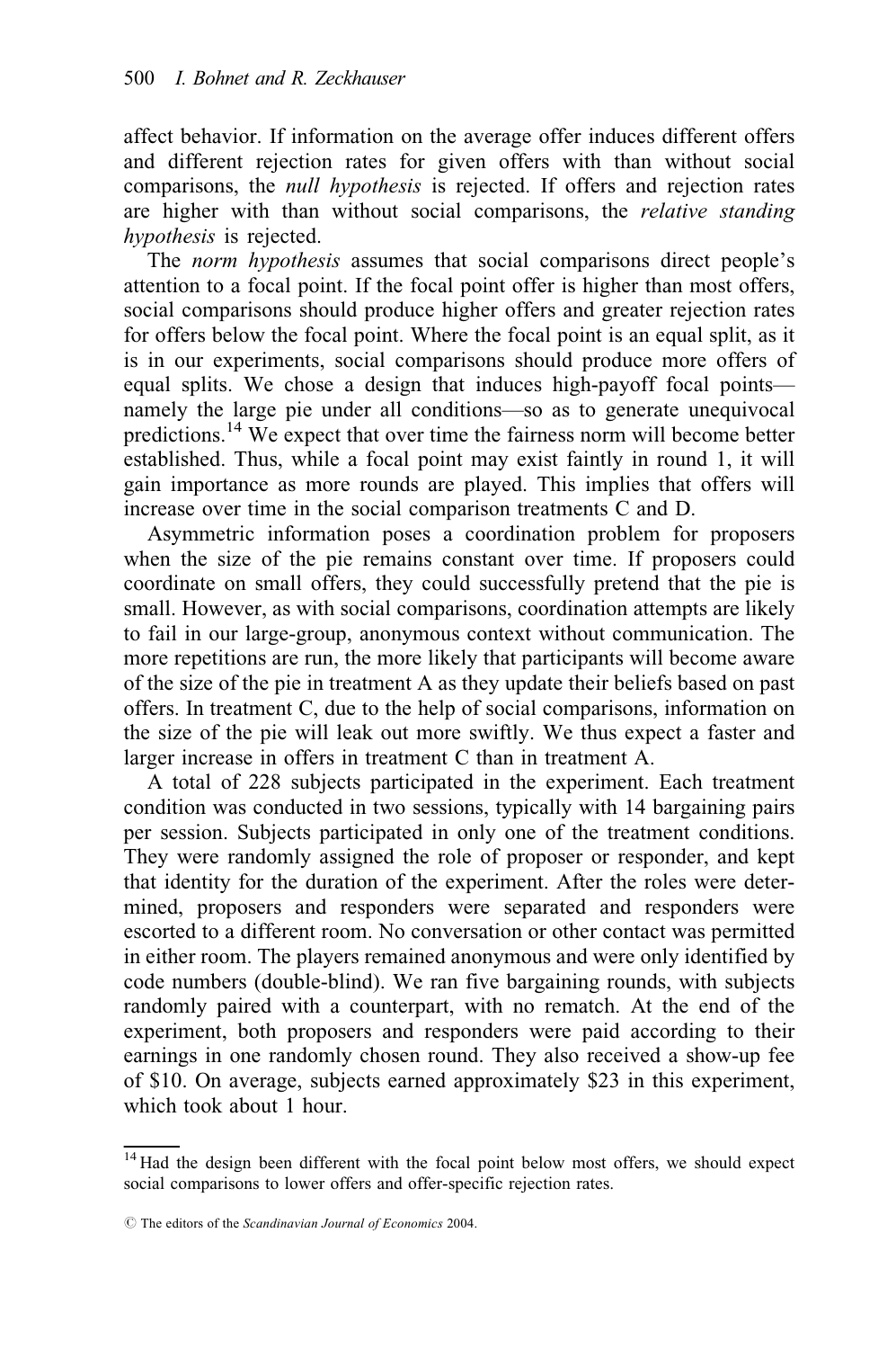affect behavior. If information on the average offer induces different offers and different rejection rates for given offers with than without social comparisons, the *null hypothesis* is rejected. If offers and rejection rates are higher with than without social comparisons, the *relative standing hypothesis* is rejected.

The *norm hypothesis* assumes that social comparisons direct people's attention to a focal point. If the focal point offer is higher than most offers, social comparisons should produce higher offers and greater rejection rates for offers below the focal point. Where the focal point is an equal split, as it is in our experiments, social comparisons should produce more offers of equal splits. We chose a design that induces high-payoff focal points—namely the large pie under all conditions—so as to generate unequivocal predictions.[14] We expect that over time the fairness norm will become better established. Thus, while a focal point may exist faintly in round 1, it will gain importance as more rounds are played. This implies that offers will increase over time in the social comparison treatments C and D.

Asymmetric information poses a coordination problem for proposers when the size of the pie remains constant over time. If proposers could coordinate on small offers, they could successfully pretend that the pie is small. However, as with social comparisons, coordination attempts are likely to fail in our large-group, anonymous context without communication. The more repetitions are run, the more likely that participants will become aware of the size of the pie in treatment A as they update their beliefs based on past offers. In treatment C, due to the help of social comparisons, information on the size of the pie will leak out more swiftly. We thus expect a faster and larger increase in offers in treatment C than in treatment A.

A total of 228 subjects participated in the experiment. Each treatment condition was conducted in two sessions, typically with 14 bargaining pairs per session. Subjects participated in only one of the treatment conditions. They were randomly assigned the role of proposer or responder, and kept that identity for the duration of the experiment. After the roles were determined, proposers and responders were separated and responders were escorted to a different room. No conversation or other contact was permitted in either room. The players remained anonymous and were only identified by code numbers (double-blind). We ran five bargaining rounds, with subjects randomly paired with a counterpart, with no rematch. At the end of the experiment, both proposers and responders were paid according to their earnings in one randomly chosen round. They also received a show-up fee of $10. On average, subjects earned approximately $23 in this experiment, which took about 1 hour.

[14] Had the design been different with the focal point below most offers, we should expect social comparisons to lower offers and offer-specific rejection rates.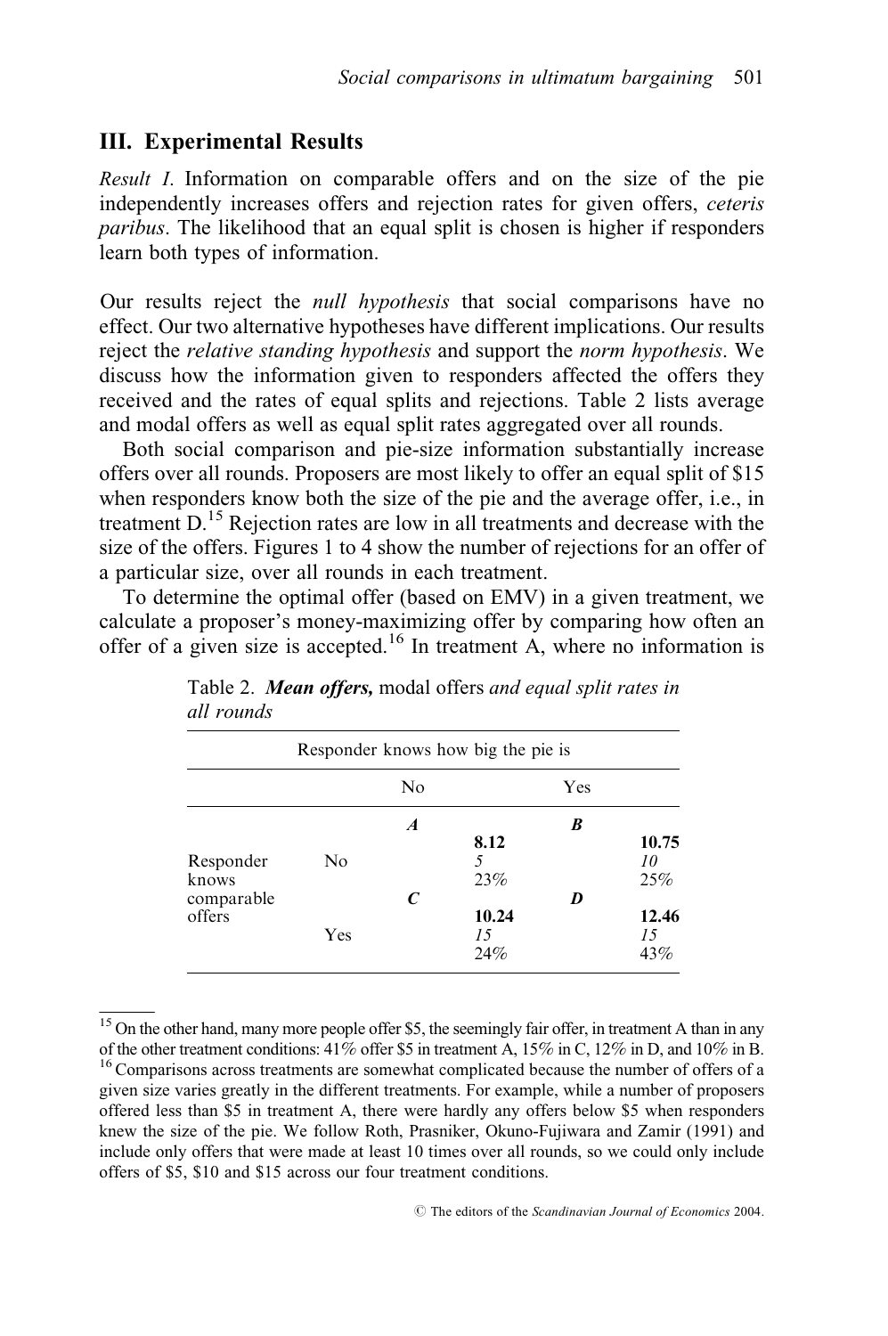## III. Experimental Results

*Result I.* Information on comparable offers and on the size of the pie independently increases offers and rejection rates for given offers, *ceteris paribus*. The likelihood that an equal split is chosen is higher if responders learn both types of information.

Our results reject the *null hypothesis* that social comparisons have no effect. Our two alternative hypotheses have different implications. Our results reject the *relative standing hypothesis* and support the *norm hypothesis*. We discuss how the information given to responders affected the offers they received and the rates of equal splits and rejections. Table 2 lists average and modal offers as well as equal split rates aggregated over all rounds.

Both social comparison and pie-size information substantially increase offers over all rounds. Proposers are most likely to offer an equal split of \$15 when responders know both the size of the pie and the average offer, i.e., in treatment D.[15] Rejection rates are low in all treatments and decrease with the size of the offers. Figures 1 to 4 show the number of rejections for an offer of a particular size, over all rounds in each treatment.

To determine the optimal offer (based on EMV) in a given treatment, we calculate a proposer's money-maximizing offer by comparing how often an offer of a given size is accepted.[16] In treatment A, where no information is

Table 2. ***Mean offers,*** modal offers *and equal split rates in all rounds*

| | | Responder knows how big the pie is | |
|---|---|---|---|
| | | No | Yes |
| Responder knows comparable offers | No | ***A***<br>**8.12**<br>*5*<br>*23%* | ***B***<br>**10.75**<br>*10*<br>*25%* |
| | Yes | ***C***<br>**10.24**<br>*15*<br>*24%* | ***D***<br>**12.46**<br>*15*<br>*43%* |

[15] On the other hand, many more people offer \$5, the seemingly fair offer, in treatment A than in any of the other treatment conditions: 41% offer \$5 in treatment A, 15% in C, 12% in D, and 10% in B.

[16] Comparisons across treatments are somewhat complicated because the number of offers of a given size varies greatly in the different treatments. For example, while a number of proposers offered less than \$5 in treatment A, there were hardly any offers below \$5 when responders knew the size of the pie. We follow Roth, Prasniker, Okuno-Fujiwara and Zamir (1991) and include only offers that were made at least 10 times over all rounds, so we could only include offers of \$5, \$10 and \$15 across our four treatment conditions.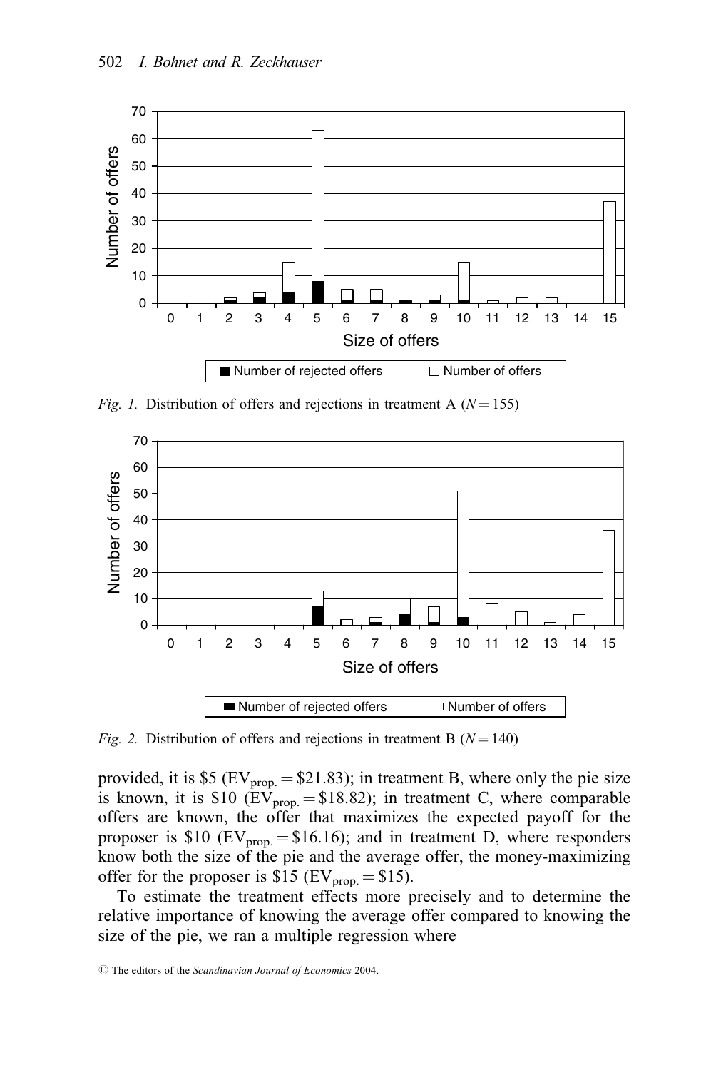*Fig. 1.* Distribution of offers and rejections in treatment A ($N = 155$)

*Fig. 2.* Distribution of offers and rejections in treatment B ($N = 140$)

provided, it is \$5 ($EV_{prop.} = \$21.83$); in treatment B, where only the pie size is known, it is \$10 ($EV_{prop.} = \$18.82$); in treatment C, where comparable offers are known, the offer that maximizes the expected payoff for the proposer is \$10 ($EV_{prop.} = \$16.16$); and in treatment D, where responders know both the size of the pie and the average offer, the money-maximizing offer for the proposer is \$15 ($EV_{prop.} = \$15$).

To estimate the treatment effects more precisely and to determine the relative importance of knowing the average offer compared to knowing the size of the pie, we ran a multiple regression where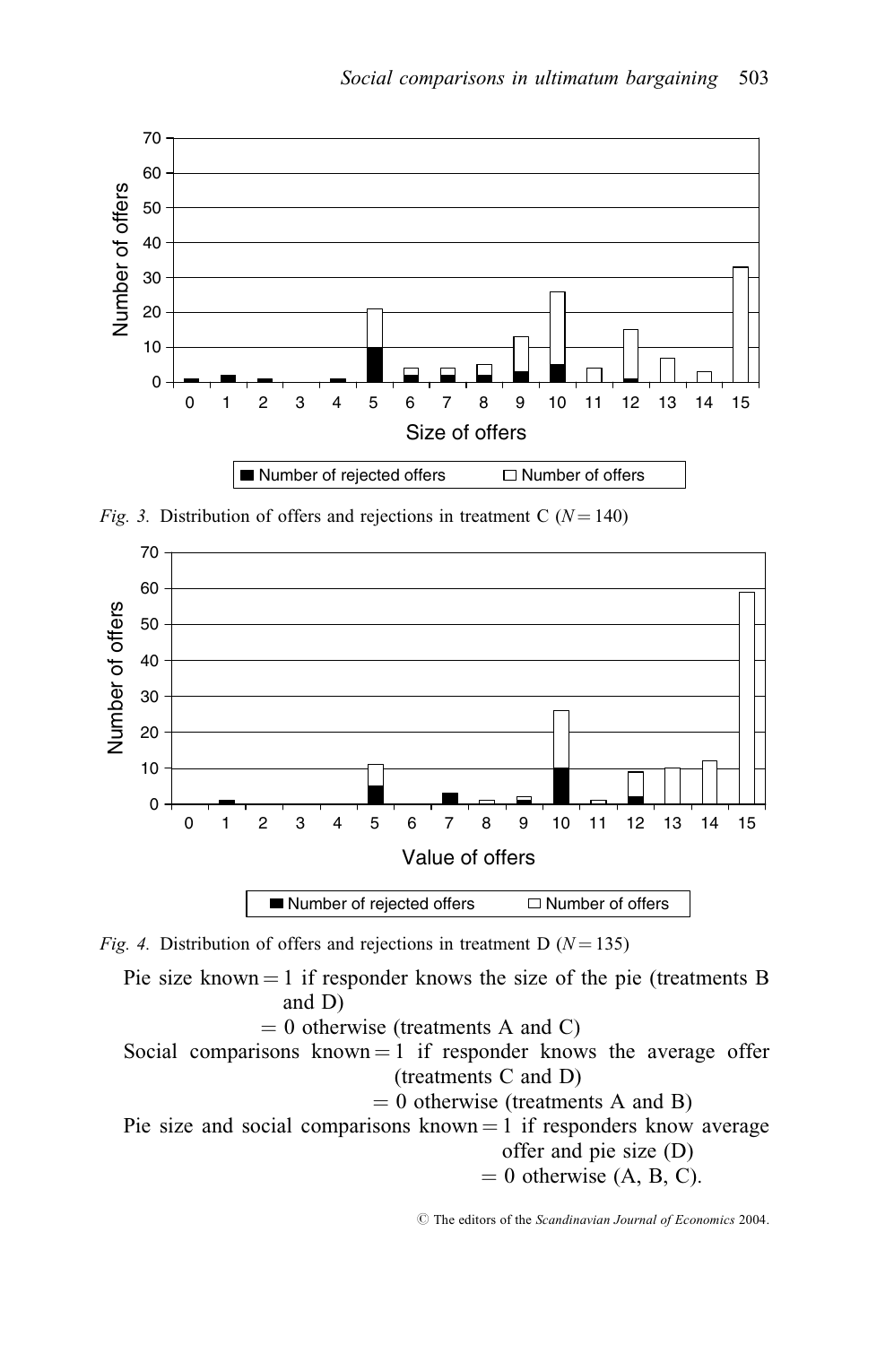*Fig. 3.* Distribution of offers and rejections in treatment C ($N = 140$)

*Fig. 4.* Distribution of offers and rejections in treatment D ($N = 135$)

Pie size known = 1 if responder knows the size of the pie (treatments B and D)
= 0 otherwise (treatments A and C)

Social comparisons known = 1 if responder knows the average offer (treatments C and D)
= 0 otherwise (treatments A and B)

Pie size and social comparisons known = 1 if responders know average offer and pie size (D)
= 0 otherwise (A, B, C).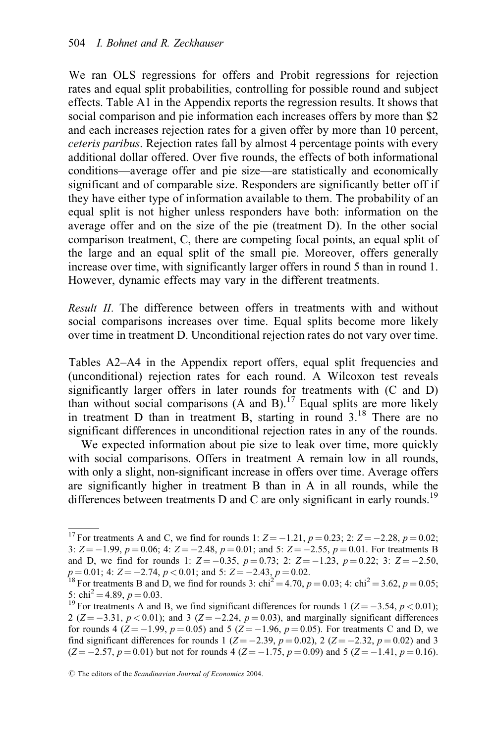We ran OLS regressions for offers and Probit regressions for rejection rates and equal split probabilities, controlling for possible round and subject effects. Table A1 in the Appendix reports the regression results. It shows that social comparison and pie information each increases offers by more than \$2 and each increases rejection rates for a given offer by more than 10 percent, *ceteris paribus*. Rejection rates fall by almost 4 percentage points with every additional dollar offered. Over five rounds, the effects of both informational conditions—average offer and pie size—are statistically and economically significant and of comparable size. Responders are significantly better off if they have either type of information available to them. The probability of an equal split is not higher unless responders have both: information on the average offer and on the size of the pie (treatment D). In the other social comparison treatment, C, there are competing focal points, an equal split of the large and an equal split of the small pie. Moreover, offers generally increase over time, with significantly larger offers in round 5 than in round 1. However, dynamic effects may vary in the different treatments.

*Result II*. The difference between offers in treatments with and without social comparisons increases over time. Equal splits become more likely over time in treatment D. Unconditional rejection rates do not vary over time.

Tables A2–A4 in the Appendix report offers, equal split frequencies and (unconditional) rejection rates for each round. A Wilcoxon test reveals significantly larger offers in later rounds for treatments with (C and D) than without social comparisons (A and B).[17] Equal splits are more likely in treatment D than in treatment B, starting in round 3.[18] There are no significant differences in unconditional rejection rates in any of the rounds.

We expected information about pie size to leak over time, more quickly with social comparisons. Offers in treatment A remain low in all rounds, with only a slight, non-significant increase in offers over time. Average offers are significantly higher in treatment B than in A in all rounds, while the differences between treatments D and C are only significant in early rounds.[19]

---

[17] For treatments A and C, we find for rounds 1: $Z = -1.21$, $p = 0.23$; 2: $Z = -2.28$, $p = 0.02$; 3: $Z = -1.99$, $p = 0.06$; 4: $Z = -2.48$, $p = 0.01$; and 5: $Z = -2.55$, $p = 0.01$. For treatments B and D, we find for rounds 1: $Z = -0.35$, $p = 0.73$; 2: $Z = -1.23$, $p = 0.22$; 3: $Z = -2.50$, $p = 0.01$; 4: $Z = -2.74$, $p < 0.01$; and 5: $Z = -2.43$, $p = 0.02$.

[18] For treatments B and D, we find for rounds 3: $\text{chi}^2 = 4.70$, $p = 0.03$; 4: $\text{chi}^2 = 3.62$, $p = 0.05$; 5: $\text{chi}^2 = 4.89$, $p = 0.03$.

[19] For treatments A and B, we find significant differences for rounds 1 ($Z = -3.54$, $p < 0.01$); 2 ($Z = -3.31$, $p < 0.01$); and 3 ($Z = -2.24$, $p = 0.03$), and marginally significant differences for rounds 4 ($Z = -1.99$, $p = 0.05$) and 5 ($Z = -1.96$, $p = 0.05$). For treatments C and D, we find significant differences for rounds 1 ($Z = -2.39$, $p = 0.02$), 2 ($Z = -2.32$, $p = 0.02$) and 3 ($Z = -2.57$, $p = 0.01$) but not for rounds 4 ($Z = -1.75$, $p = 0.09$) and 5 ($Z = -1.41$, $p = 0.16$).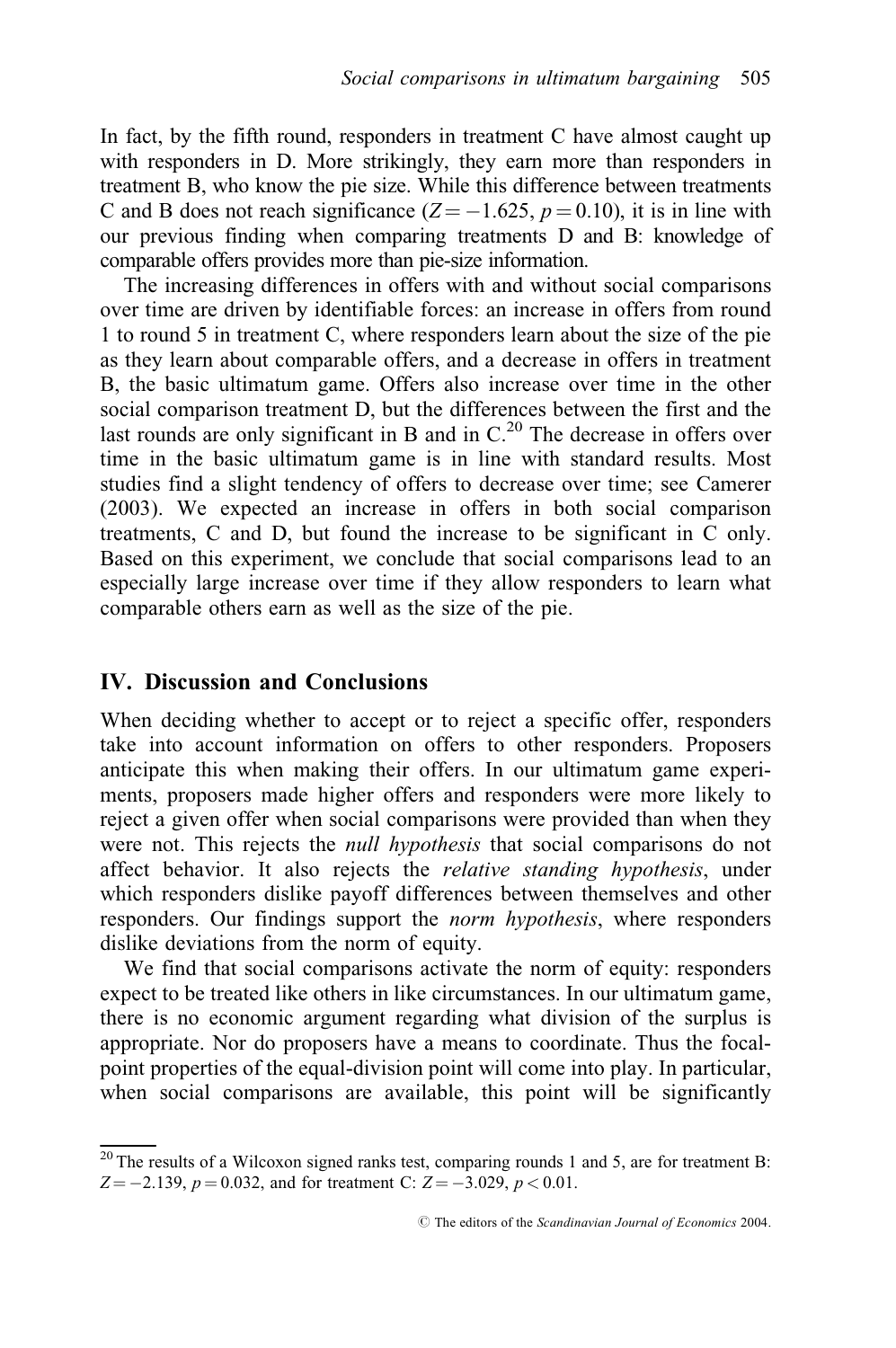In fact, by the fifth round, responders in treatment C have almost caught up with responders in D. More strikingly, they earn more than responders in treatment B, who know the pie size. While this difference between treatments C and B does not reach significance ($Z = -1.625$, $p = 0.10$), it is in line with our previous finding when comparing treatments D and B: knowledge of comparable offers provides more than pie-size information.

The increasing differences in offers with and without social comparisons over time are driven by identifiable forces: an increase in offers from round 1 to round 5 in treatment C, where responders learn about the size of the pie as they learn about comparable offers, and a decrease in offers in treatment B, the basic ultimatum game. Offers also increase over time in the other social comparison treatment D, but the differences between the first and the last rounds are only significant in B and in C.[20] The decrease in offers over time in the basic ultimatum game is in line with standard results. Most studies find a slight tendency of offers to decrease over time; see Camerer (2003). We expected an increase in offers in both social comparison treatments, C and D, but found the increase to be significant in C only. Based on this experiment, we conclude that social comparisons lead to an especially large increase over time if they allow responders to learn what comparable others earn as well as the size of the pie.

## IV. Discussion and Conclusions

When deciding whether to accept or to reject a specific offer, responders take into account information on offers to other responders. Proposers anticipate this when making their offers. In our ultimatum game experiments, proposers made higher offers and responders were more likely to reject a given offer when social comparisons were provided than when they were not. This rejects the *null hypothesis* that social comparisons do not affect behavior. It also rejects the *relative standing hypothesis*, under which responders dislike payoff differences between themselves and other responders. Our findings support the *norm hypothesis*, where responders dislike deviations from the norm of equity.

We find that social comparisons activate the norm of equity: responders expect to be treated like others in like circumstances. In our ultimatum game, there is no economic argument regarding what division of the surplus is appropriate. Nor do proposers have a means to coordinate. Thus the focal-point properties of the equal-division point will come into play. In particular, when social comparisons are available, this point will be significantly

[20] The results of a Wilcoxon signed ranks test, comparing rounds 1 and 5, are for treatment B: $Z = -2.139$, $p = 0.032$, and for treatment C: $Z = -3.029$, $p < 0.01$.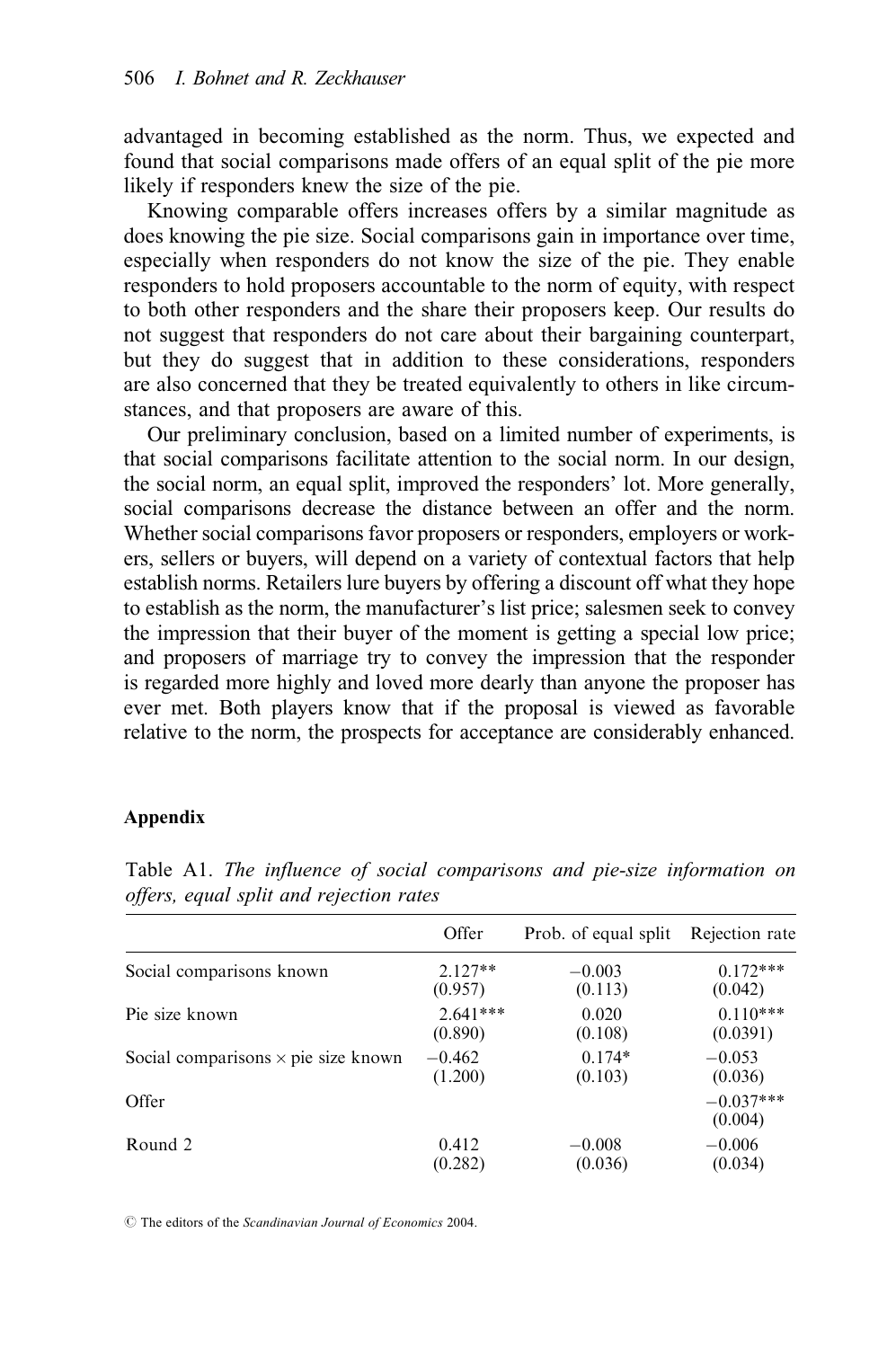advantaged in becoming established as the norm. Thus, we expected and found that social comparisons made offers of an equal split of the pie more likely if responders knew the size of the pie.

Knowing comparable offers increases offers by a similar magnitude as does knowing the pie size. Social comparisons gain in importance over time, especially when responders do not know the size of the pie. They enable responders to hold proposers accountable to the norm of equity, with respect to both other responders and the share their proposers keep. Our results do not suggest that responders do not care about their bargaining counterpart, but they do suggest that in addition to these considerations, responders are also concerned that they be treated equivalently to others in like circumstances, and that proposers are aware of this.

Our preliminary conclusion, based on a limited number of experiments, is that social comparisons facilitate attention to the social norm. In our design, the social norm, an equal split, improved the responders' lot. More generally, social comparisons decrease the distance between an offer and the norm. Whether social comparisons favor proposers or responders, employers or workers, sellers or buyers, will depend on a variety of contextual factors that help establish norms. Retailers lure buyers by offering a discount off what they hope to establish as the norm, the manufacturer's list price; salesmen seek to convey the impression that their buyer of the moment is getting a special low price; and proposers of marriage try to convey the impression that the responder is regarded more highly and loved more dearly than anyone the proposer has ever met. Both players know that if the proposal is viewed as favorable relative to the norm, the prospects for acceptance are considerably enhanced.

## Appendix

Table A1. *The influence of social comparisons and pie-size information on offers, equal split and rejection rates*

| | Offer | Prob. of equal split | Rejection rate |
|---|---|---|---|
| Social comparisons known | 2.127** (0.957) | −0.003 (0.113) | 0.172*** (0.042) |
| Pie size known | 2.641*** (0.890) | 0.020 (0.108) | 0.110*** (0.0391) |
| Social comparisons × pie size known | −0.462 (1.200) | 0.174* (0.103) | −0.053 (0.036) |
| Offer | | | −0.037*** (0.004) |
| Round 2 | 0.412 (0.282) | −0.008 (0.036) | −0.006 (0.034) |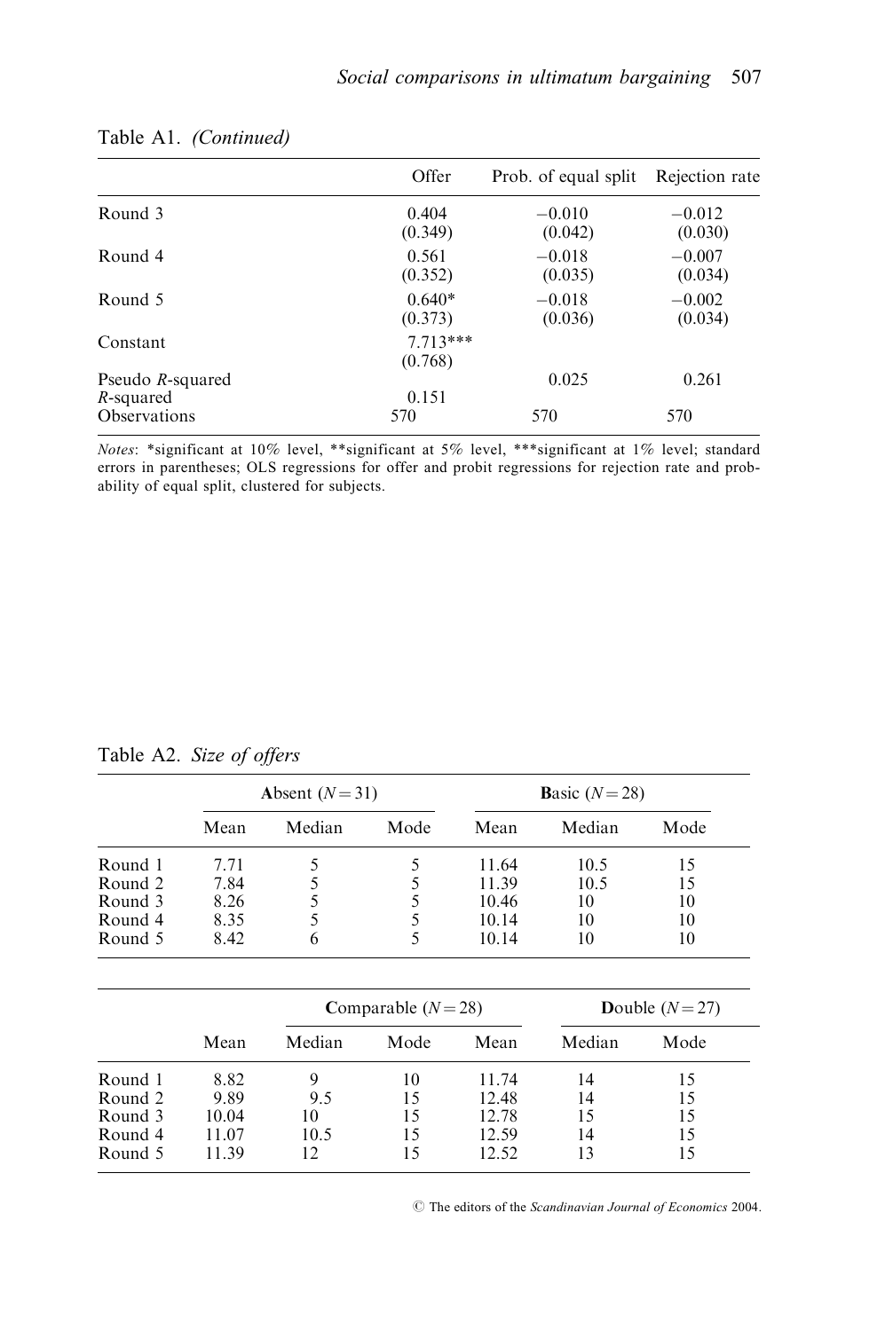Table A1. *(Continued)*

| | Offer | Prob. of equal split | Rejection rate |
|---|---|---|---|
| Round 3 | 0.404 | −0.010 | −0.012 |
| | (0.349) | (0.042) | (0.030) |
| Round 4 | 0.561 | −0.018 | −0.007 |
| | (0.352) | (0.035) | (0.034) |
| Round 5 | 0.640* | −0.018 | −0.002 |
| | (0.373) | (0.036) | (0.034) |
| Constant | 7.713*** | | |
| | (0.768) | | |
| Pseudo *R*-squared | | 0.025 | 0.261 |
| *R*-squared | 0.151 | | |
| Observations | 570 | 570 | 570 |

*Notes*: *significant at 10% level, **significant at 5% level, ***significant at 1% level; standard errors in parentheses; OLS regressions for offer and probit regressions for rejection rate and probability of equal split, clustered for subjects.

Table A2. *Size of offers*

| | **A**bsent ($N = 31$) | | | **B**asic ($N = 28$) | | |
|---|---|---|---|---|---|---|
| | Mean | Median | Mode | Mean | Median | Mode |
| Round 1 | 7.71 | 5 | 5 | 11.64 | 10.5 | 15 |
| Round 2 | 7.84 | 5 | 5 | 11.39 | 10.5 | 15 |
| Round 3 | 8.26 | 5 | 5 | 10.46 | 10 | 10 |
| Round 4 | 8.35 | 5 | 5 | 10.14 | 10 | 10 |
| Round 5 | 8.42 | 6 | 5 | 10.14 | 10 | 10 |

| | **C**omparable ($N = 28$) | | | **D**ouble ($N = 27$) | | |
|---|---|---|---|---|---|---|
| | Mean | Median | Mode | Mean | Median | Mode |
| Round 1 | 8.82 | 9 | 10 | 11.74 | 14 | 15 |
| Round 2 | 9.89 | 9.5 | 15 | 12.48 | 14 | 15 |
| Round 3 | 10.04 | 10 | 15 | 12.78 | 15 | 15 |
| Round 4 | 11.07 | 10.5 | 15 | 12.59 | 14 | 15 |
| Round 5 | 11.39 | 12 | 15 | 12.52 | 13 | 15 |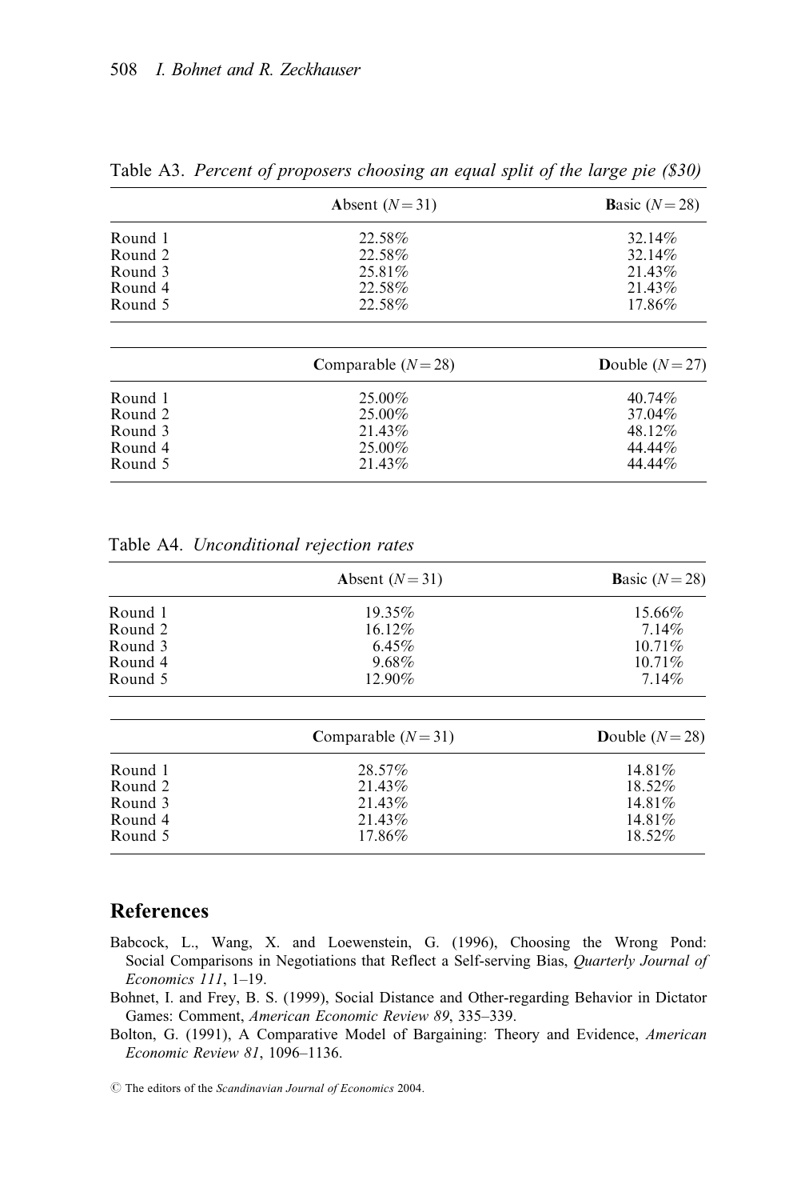Table A3. *Percent of proposers choosing an equal split of the large pie ($30)*

| | **A**bsent ($N = 31$) | **B**asic ($N = 28$) |
|---|---|---|
| Round 1 | 22.58% | 32.14% |
| Round 2 | 22.58% | 32.14% |
| Round 3 | 25.81% | 21.43% |
| Round 4 | 22.58% | 21.43% |
| Round 5 | 22.58% | 17.86% |

| | **C**omparable ($N = 28$) | **D**ouble ($N = 27$) |
|---|---|---|
| Round 1 | 25.00% | 40.74% |
| Round 2 | 25.00% | 37.04% |
| Round 3 | 21.43% | 48.12% |
| Round 4 | 25.00% | 44.44% |
| Round 5 | 21.43% | 44.44% |

Table A4. *Unconditional rejection rates*

| | **A**bsent ($N = 31$) | **B**asic ($N = 28$) |
|---|---|---|
| Round 1 | 19.35% | 15.66% |
| Round 2 | 16.12% | 7.14% |
| Round 3 | 6.45% | 10.71% |
| Round 4 | 9.68% | 10.71% |
| Round 5 | 12.90% | 7.14% |

| | **C**omparable ($N = 31$) | **D**ouble ($N = 28$) |
|---|---|---|
| Round 1 | 28.57% | 14.81% |
| Round 2 | 21.43% | 18.52% |
| Round 3 | 21.43% | 14.81% |
| Round 4 | 21.43% | 14.81% |
| Round 5 | 17.86% | 18.52% |

## References

Babcock, L., Wang, X. and Loewenstein, G. (1996), Choosing the Wrong Pond: Social Comparisons in Negotiations that Reflect a Self-serving Bias, *Quarterly Journal of Economics 111*, 1–19.

Bohnet, I. and Frey, B. S. (1999), Social Distance and Other-regarding Behavior in Dictator Games: Comment, *American Economic Review 89*, 335–339.

Bolton, G. (1991), A Comparative Model of Bargaining: Theory and Evidence, *American Economic Review 81*, 1096–1136.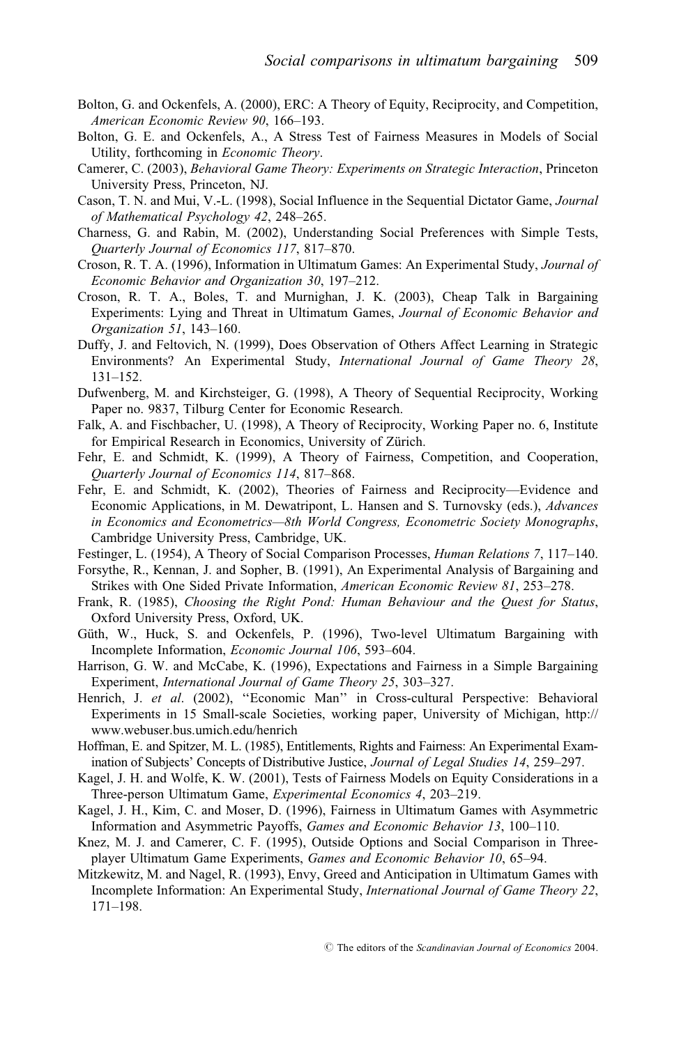Bolton, G. and Ockenfels, A. (2000), ERC: A Theory of Equity, Reciprocity, and Competition, *American Economic Review 90*, 166–193.

Bolton, G. E. and Ockenfels, A., A Stress Test of Fairness Measures in Models of Social Utility, forthcoming in *Economic Theory*.

Camerer, C. (2003), *Behavioral Game Theory: Experiments on Strategic Interaction*, Princeton University Press, Princeton, NJ.

Cason, T. N. and Mui, V.-L. (1998), Social Influence in the Sequential Dictator Game, *Journal of Mathematical Psychology 42*, 248–265.

Charness, G. and Rabin, M. (2002), Understanding Social Preferences with Simple Tests, *Quarterly Journal of Economics 117*, 817–870.

Croson, R. T. A. (1996), Information in Ultimatum Games: An Experimental Study, *Journal of Economic Behavior and Organization 30*, 197–212.

Croson, R. T. A., Boles, T. and Murnighan, J. K. (2003), Cheap Talk in Bargaining Experiments: Lying and Threat in Ultimatum Games, *Journal of Economic Behavior and Organization 51*, 143–160.

Duffy, J. and Feltovich, N. (1999), Does Observation of Others Affect Learning in Strategic Environments? An Experimental Study, *International Journal of Game Theory 28*, 131–152.

Dufwenberg, M. and Kirchsteiger, G. (1998), A Theory of Sequential Reciprocity, Working Paper no. 9837, Tilburg Center for Economic Research.

Falk, A. and Fischbacher, U. (1998), A Theory of Reciprocity, Working Paper no. 6, Institute for Empirical Research in Economics, University of Zürich.

Fehr, E. and Schmidt, K. (1999), A Theory of Fairness, Competition, and Cooperation, *Quarterly Journal of Economics 114*, 817–868.

Fehr, E. and Schmidt, K. (2002), Theories of Fairness and Reciprocity—Evidence and Economic Applications, in M. Dewatripont, L. Hansen and S. Turnovsky (eds.), *Advances in Economics and Econometrics—8th World Congress, Econometric Society Monographs*, Cambridge University Press, Cambridge, UK.

Festinger, L. (1954), A Theory of Social Comparison Processes, *Human Relations 7*, 117–140.

Forsythe, R., Kennan, J. and Sopher, B. (1991), An Experimental Analysis of Bargaining and Strikes with One Sided Private Information, *American Economic Review 81*, 253–278.

Frank, R. (1985), *Choosing the Right Pond: Human Behaviour and the Quest for Status*, Oxford University Press, Oxford, UK.

Güth, W., Huck, S. and Ockenfels, P. (1996), Two-level Ultimatum Bargaining with Incomplete Information, *Economic Journal 106*, 593–604.

Harrison, G. W. and McCabe, K. (1996), Expectations and Fairness in a Simple Bargaining Experiment, *International Journal of Game Theory 25*, 303–327.

Henrich, J. *et al*. (2002), ''Economic Man'' in Cross-cultural Perspective: Behavioral Experiments in 15 Small-scale Societies, working paper, University of Michigan, http://www.webuser.bus.umich.edu/henrich

Hoffman, E. and Spitzer, M. L. (1985), Entitlements, Rights and Fairness: An Experimental Examination of Subjects' Concepts of Distributive Justice, *Journal of Legal Studies 14*, 259–297.

Kagel, J. H. and Wolfe, K. W. (2001), Tests of Fairness Models on Equity Considerations in a Three-person Ultimatum Game, *Experimental Economics 4*, 203–219.

Kagel, J. H., Kim, C. and Moser, D. (1996), Fairness in Ultimatum Games with Asymmetric Information and Asymmetric Payoffs, *Games and Economic Behavior 13*, 100–110.

Knez, M. J. and Camerer, C. F. (1995), Outside Options and Social Comparison in Three-player Ultimatum Game Experiments, *Games and Economic Behavior 10*, 65–94.

Mitzkewitz, M. and Nagel, R. (1993), Envy, Greed and Anticipation in Ultimatum Games with Incomplete Information: An Experimental Study, *International Journal of Game Theory 22*, 171–198.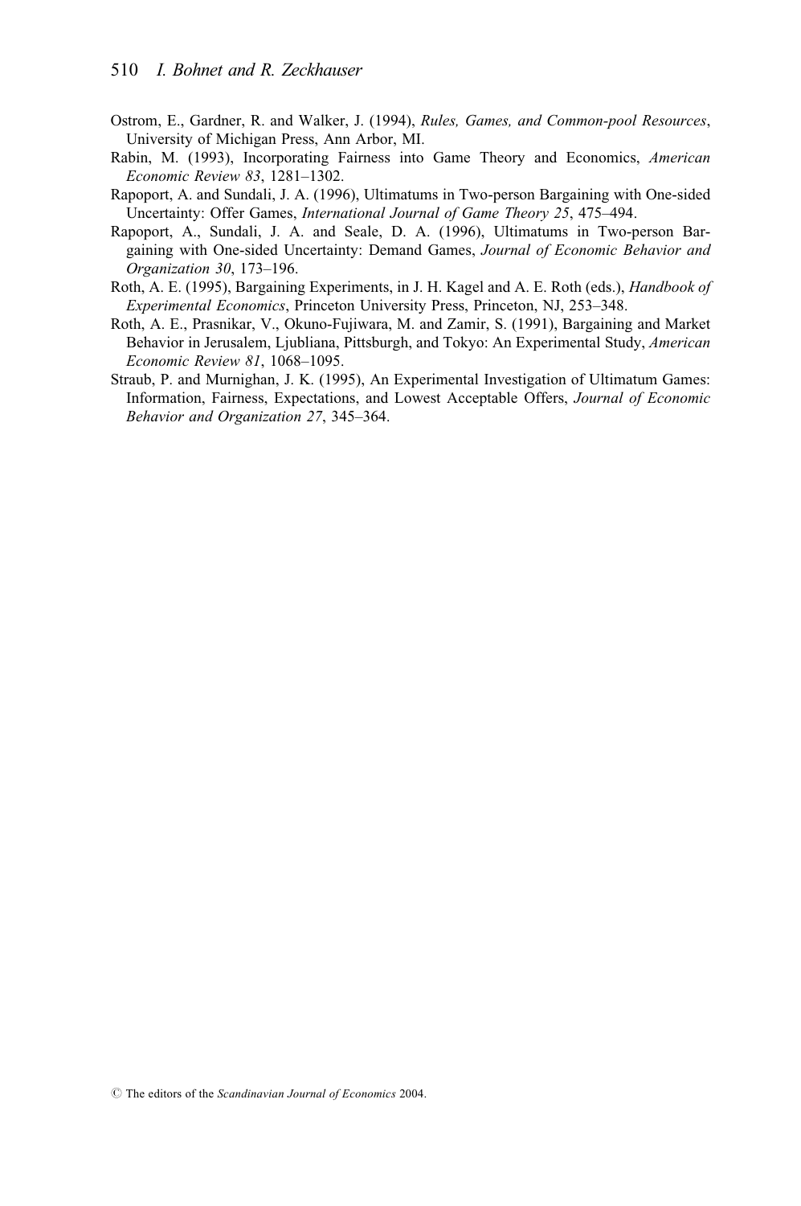Ostrom, E., Gardner, R. and Walker, J. (1994), *Rules, Games, and Common-pool Resources*, University of Michigan Press, Ann Arbor, MI.

Rabin, M. (1993), Incorporating Fairness into Game Theory and Economics, *American Economic Review 83*, 1281–1302.

Rapoport, A. and Sundali, J. A. (1996), Ultimatums in Two-person Bargaining with One-sided Uncertainty: Offer Games, *International Journal of Game Theory 25*, 475–494.

Rapoport, A., Sundali, J. A. and Seale, D. A. (1996), Ultimatums in Two-person Bargaining with One-sided Uncertainty: Demand Games, *Journal of Economic Behavior and Organization 30*, 173–196.

Roth, A. E. (1995), Bargaining Experiments, in J. H. Kagel and A. E. Roth (eds.), *Handbook of Experimental Economics*, Princeton University Press, Princeton, NJ, 253–348.

Roth, A. E., Prasnikar, V., Okuno-Fujiwara, M. and Zamir, S. (1991), Bargaining and Market Behavior in Jerusalem, Ljubliana, Pittsburgh, and Tokyo: An Experimental Study, *American Economic Review 81*, 1068–1095.

Straub, P. and Murnighan, J. K. (1995), An Experimental Investigation of Ultimatum Games: Information, Fairness, Expectations, and Lowest Acceptable Offers, *Journal of Economic Behavior and Organization 27*, 345–364.